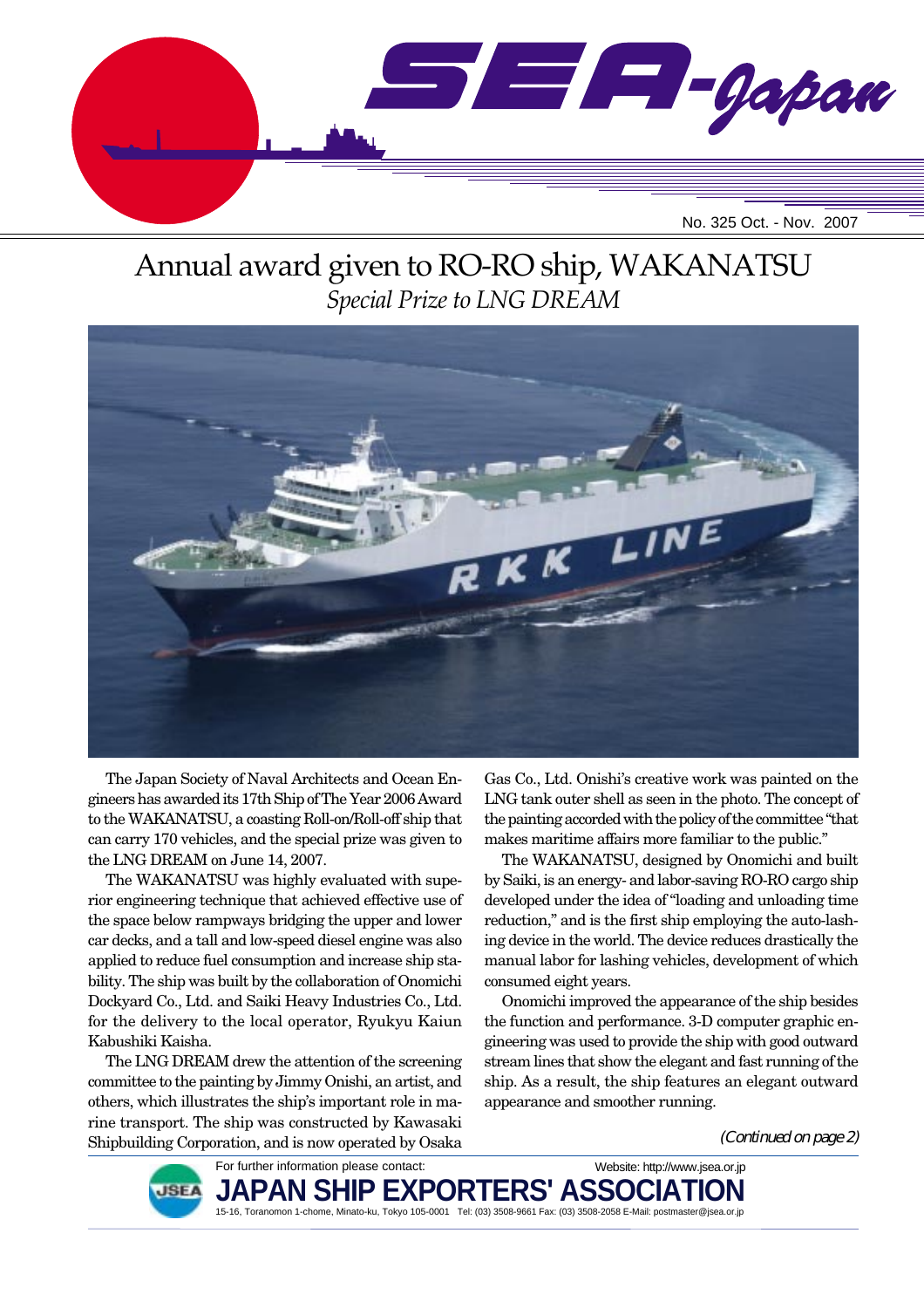# SEA-Japan

No. 325 Oct. - Nov. 2007

## Annual award given to RO-RO ship, WAKANATSU

*Special Prize to LNG DREAM*

The Japan Society of Naval Architects and Ocean Engineers has awarded its 17th Ship of The Year 2006 Award to the WAKANATSU, a coasting Roll-on/Roll-off ship that can carry 170 vehicles, and the special prize was given to the LNG DREAM on June 14, 2007.

The WAKANATSU was highly evaluated with superior engineering technique that achieved effective use of the space below rampways bridging the upper and lower car decks, and a tall and low-speed diesel engine was also applied to reduce fuel consumption and increase ship stability. The ship was built by the collaboration of Onomichi Dockyard Co., Ltd. and Saiki Heavy Industries Co., Ltd. for the delivery to the local operator, Ryukyu Kaiun Kabushiki Kaisha.

The LNG DREAM drew the attention of the screening committee to the painting by Jimmy Onishi, an artist, and others, which illustrates the ship's important role in marine transport. The ship was constructed by Kawasaki Shipbuilding Corporation, and is now operated by Osaka Gas Co., Ltd. Onishi's creative work was painted on the LNG tank outer shell as seen in the photo. The concept of the painting accorded with the policy of the committee "that makes maritime affairs more familiar to the public."

The WAKANATSU, designed by Onomichi and built by Saiki, is an energy- and labor-saving RO-RO cargo ship developed under the idea of "loading and unloading time reduction," and is the first ship employing the auto-lashing device in the world. The device reduces drastically the manual labor for lashing vehicles, development of which consumed eight years.

Onomichi improved the appearance of the ship besides the function and performance. 3-D computer graphic engineering was used to provide the ship with good outward stream lines that show the elegant and fast running of the ship. As a result, the ship features an elegant outward appearance and smoother running.

*(Continued on page 2)*

For further information please contact:

Website: http://www.jsea.or.jp

**JAPAN SHIP EXPORTERS' ASSOCIATION**

15-16, Toranomon 1-chome, Minato-ku, Tokyo 105-0001 Tel: (03) 3508-9661 Fax: (03) 3508-2058 E-Mail: postmaster@jsea.or.jp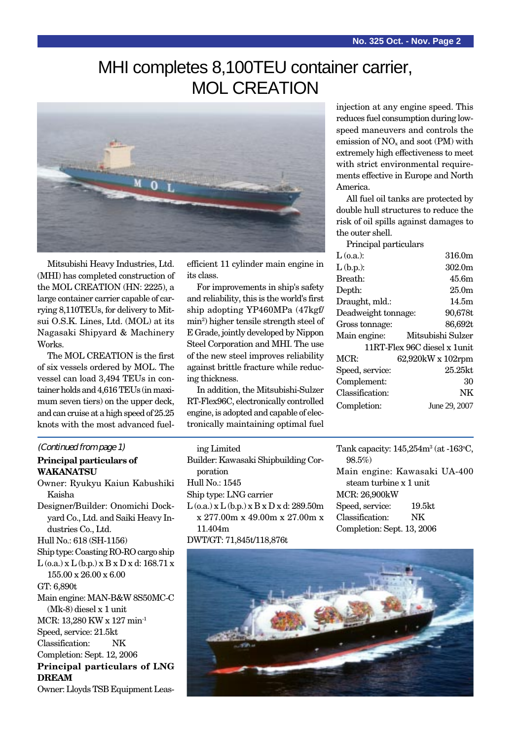# MHI completes 8,100TEU container carrier, MOL CREATION

Mitsubishi Heavy Industries, Ltd. (MHI) has completed construction of the MOL CREATION (HN: 2225), a large container carrier capable of carrying 8,110TEUs, for delivery to Mitsui O.S.K. Lines, Ltd. (MOL) at its Nagasaki Shipyard & Machinery Works.

The MOL CREATION is the first of six vessels ordered by MOL. The vessel can load 3,494 TEUs in container holds and 4,616 TEUs (in maximum seven tiers) on the upper deck, and can cruise at a high speed of 25.25 knots with the most advanced fuel-efficient 11 cylinder main engine in its class.

For improvements in ship's safety and reliability, this is the world's first ship adopting YP460MPa (47kgf/min$^2$) higher tensile strength steel of E Grade, jointly developed by Nippon Steel Corporation and MHI. The use of the new steel improves reliability against brittle fracture while reducing thickness.

In addition, the Mitsubishi-Sulzer RT-Flex96C, electronically controlled engine, is adopted and capable of electronically maintaining optimal fuel injection at any engine speed. This reduces fuel consumption during low-speed maneuvers and controls the emission of $NO_x$ and soot (PM) with extremely high effectiveness to meet with strict environmental requirements effective in Europe and North America.

All fuel oil tanks are protected by double hull structures to reduce the risk of oil spills against damages to the outer shell.

Principal particulars

| | |
|---|---|
| L (o.a.): | 316.0m |
| L (b.p.): | 302.0m |
| Breath: | 45.6m |
| Depth: | 25.0m |
| Draught, mld.: | 14.5m |
| Deadweight tonnage: | 90,678t |
| Gross tonnage: | 86,692t |
| Main engine: | Mitsubishi Sulzer 11RT-Flex 96C diesel x 1unit |
| MCR: | 62,920kW x 102rpm |
| Speed, service: | 25.25kt |
| Complement: | 30 |
| Classification: | NK |
| Completion: | June 29, 2007 |

---

*(Continued from page 1)*

**Principal particulars of WAKANATSU**

Owner: Ryukyu Kaiun Kabushiki Kaisha
Designer/Builder: Onomichi Dockyard Co., Ltd. and Saiki Heavy Industries Co., Ltd.
Hull No.: 618 (SH-1156)
Ship type: Coasting RO-RO cargo ship
L (o.a.) x L (b.p.) x B x D x d: 168.71 x 155.00 x 26.00 x 6.00
GT: 6,890t
Main engine: MAN-B&W 8S50MC-C (Mk-8) diesel x 1 unit
MCR: 13,280 KW x 127 min$^{-1}$
Speed, service: 21.5kt
Classification: NK
Completion: Sept. 12, 2006

**Principal particulars of LNG DREAM**

Owner: Lloyds TSB Equipment Leasing Limited
Builder: Kawasaki Shipbuilding Corporation
Hull No.: 1545
Ship type: LNG carrier
L (o.a.) x L (b.p.) x B x D x d: 289.50m x 277.00m x 49.00m x 27.00m x 11.404m
DWT/GT: 71,845t/118,876t
Tank capacity: 145,254m$^3$ (at -163°C, 98.5%)
Main engine: Kawasaki UA-400 steam turbine x 1 unit
MCR: 26,900kW
Speed, service: 19.5kt
Classification: NK
Completion: Sept. 13, 2006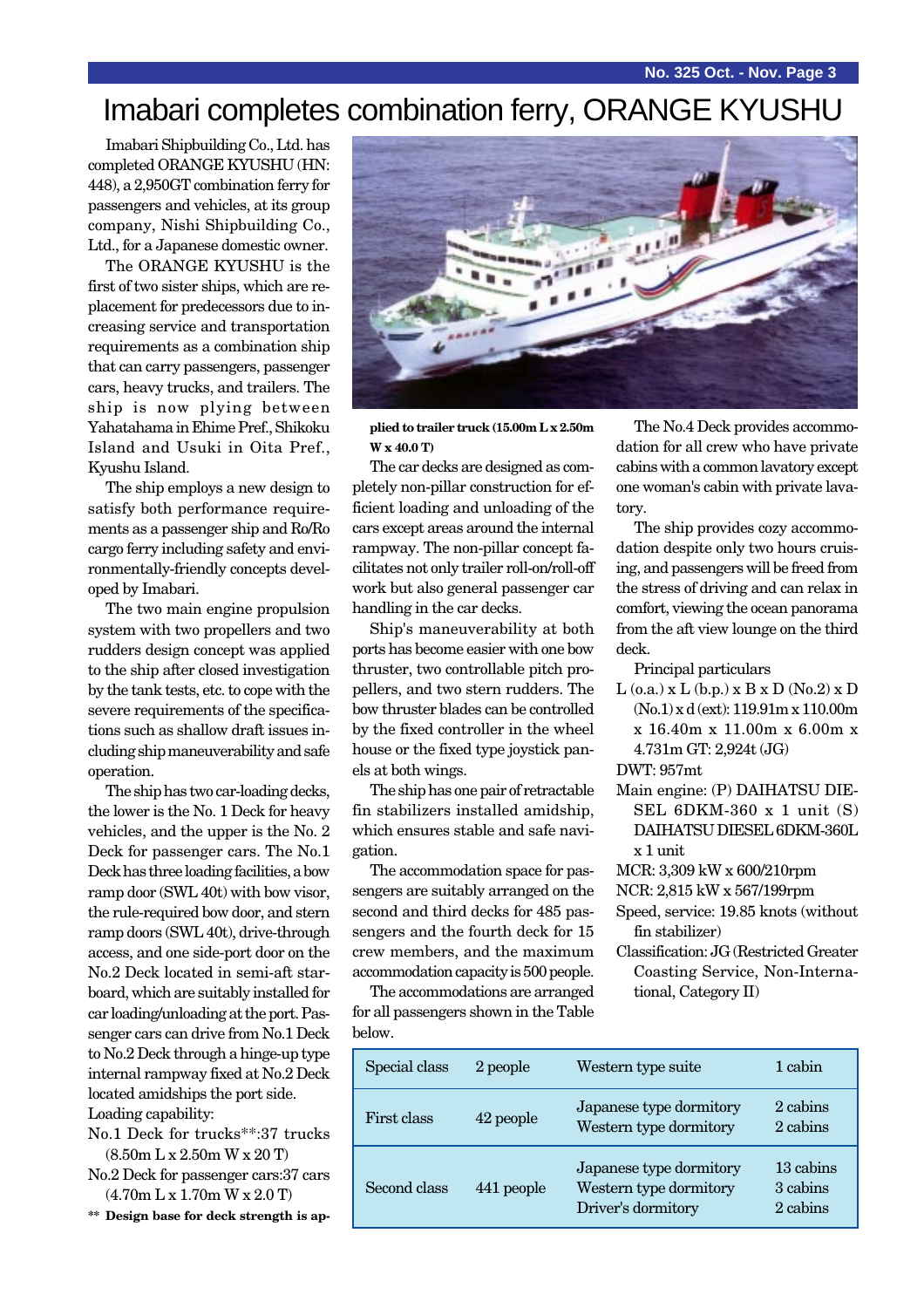# Imabari completes combination ferry, ORANGE KYUSHU

Imabari Shipbuilding Co., Ltd. has completed ORANGE KYUSHU (HN: 448), a 2,950GT combination ferry for passengers and vehicles, at its group company, Nishi Shipbuilding Co., Ltd., for a Japanese domestic owner.

The ORANGE KYUSHU is the first of two sister ships, which are replacement for predecessors due to increasing service and transportation requirements as a combination ship that can carry passengers, passenger cars, heavy trucks, and trailers. The ship is now plying between Yahatahama in Ehime Pref., Shikoku Island and Usuki in Oita Pref., Kyushu Island.

The ship employs a new design to satisfy both performance requirements as a passenger ship and Ro/Ro cargo ferry including safety and environmentally-friendly concepts developed by Imabari.

The two main engine propulsion system with two propellers and two rudders design concept was applied to the ship after closed investigation by the tank tests, etc. to cope with the severe requirements of the specifications such as shallow draft issues including ship maneuverability and safe operation.

The ship has two car-loading decks, the lower is the No. 1 Deck for heavy vehicles, and the upper is the No. 2 Deck for passenger cars. The No.1 Deck has three loading facilities, a bow ramp door (SWL 40t) with bow visor, the rule-required bow door, and stern ramp doors (SWL 40t), drive-through access, and one side-port door on the No.2 Deck located in semi-aft starboard, which are suitably installed for car loading/unloading at the port. Passenger cars can drive from No.1 Deck to No.2 Deck through a hinge-up type internal rampway fixed at No.2 Deck located amidships the port side.

Loading capability:

No.1 Deck for trucks**:37 trucks (8.50m L x 2.50m W x 20 T)

No.2 Deck for passenger cars:37 cars (4.70m L x 1.70m W x 2.0 T)

**\*\* Design base for deck strength is applied to trailer truck (15.00m L x 2.50m W x 40.0 T)**

The car decks are designed as completely non-pillar construction for efficient loading and unloading of the cars except areas around the internal rampway. The non-pillar concept facilitates not only trailer roll-on/roll-off work but also general passenger car handling in the car decks.

Ship's maneuverability at both ports has become easier with one bow thruster, two controllable pitch propellers, and two stern rudders. The bow thruster blades can be controlled by the fixed controller in the wheel house or the fixed type joystick panels at both wings.

The ship has one pair of retractable fin stabilizers installed amidship, which ensures stable and safe navigation.

The accommodation space for passengers are suitably arranged on the second and third decks for 485 passengers and the fourth deck for 15 crew members, and the maximum accommodation capacity is 500 people.

The accommodations are arranged for all passengers shown in the Table below.

The No.4 Deck provides accommodation for all crew who have private cabins with a common lavatory except one woman's cabin with private lavatory.

The ship provides cozy accommodation despite only two hours cruising, and passengers will be freed from the stress of driving and can relax in comfort, viewing the ocean panorama from the aft view lounge on the third deck.

Principal particulars

L (o.a.) x L (b.p.) x B x D (No.2) x D (No.1) x d (ext): 119.91m x 110.00m x 16.40m x 11.00m x 6.00m x 4.731m GT: 2,924t (JG)

DWT: 957mt

Main engine: (P) DAIHATSU DIESEL 6DKM-360 x 1 unit (S) DAIHATSU DIESEL 6DKM-360L x 1 unit

MCR: 3,309 kW x 600/210rpm

NCR: 2,815 kW x 567/199rpm

Speed, service: 19.85 knots (without fin stabilizer)

Classification: JG (Restricted Greater Coasting Service, Non-International, Category II)

| Class | People | Type | Cabins |
|---|---|---|---|
| Special class | 2 people | Western type suite | 1 cabin |
| First class | 42 people | Japanese type dormitory<br>Western type dormitory | 2 cabins<br>2 cabins |
| Second class | 441 people | Japanese type dormitory<br>Western type dormitory<br>Driver's dormitory | 13 cabins<br>3 cabins<br>2 cabins |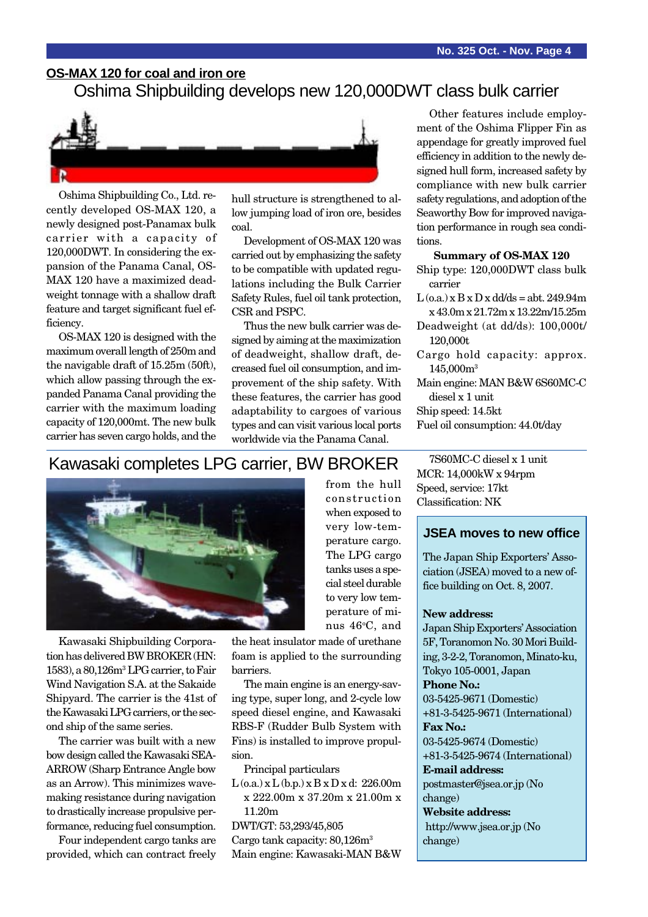**OS-MAX 120 for coal and iron ore**

## Oshima Shipbuilding develops new 120,000DWT class bulk carrier

Oshima Shipbuilding Co., Ltd. recently developed OS-MAX 120, a newly designed post-Panamax bulk carrier with a capacity of 120,000DWT. In considering the expansion of the Panama Canal, OS-MAX 120 have a maximized deadweight tonnage with a shallow draft feature and target significant fuel efficiency.

OS-MAX 120 is designed with the maximum overall length of 250m and the navigable draft of 15.25m (50ft), which allow passing through the expanded Panama Canal providing the carrier with the maximum loading capacity of 120,000mt. The new bulk carrier has seven cargo holds, and the hull structure is strengthened to allow jumping load of iron ore, besides coal.

Development of OS-MAX 120 was carried out by emphasizing the safety to be compatible with updated regulations including the Bulk Carrier Safety Rules, fuel oil tank protection, CSR and PSPC.

Thus the new bulk carrier was designed by aiming at the maximization of deadweight, shallow draft, decreased fuel oil consumption, and improvement of the ship safety. With these features, the carrier has good adaptability to cargoes of various types and can visit various local ports worldwide via the Panama Canal.

Other features include employment of the Oshima Flipper Fin as appendage for greatly improved fuel efficiency in addition to the newly designed hull form, increased safety by compliance with new bulk carrier safety regulations, and adoption of the Seaworthy Bow for improved navigation performance in rough sea conditions.

**Summary of OS-MAX 120**

- Ship type: 120,000DWT class bulk carrier
- L (o.a.) x B x D x dd/ds = abt. 249.94m x 43.0m x 21.72m x 13.22m/15.25m
- Deadweight (at dd/ds): 100,000t/ 120,000t
- Cargo hold capacity: approx. 145,000m³
- Main engine: MAN B&W 6S60MC-C diesel x 1 unit
- Ship speed: 14.5kt
- Fuel oil consumption: 44.0t/day

## Kawasaki completes LPG carrier, BW BROKER

Kawasaki Shipbuilding Corporation has delivered BW BROKER (HN: 1583), a 80,126m³ LPG carrier, to Fair Wind Navigation S.A. at the Sakaide Shipyard. The carrier is the 41st of the Kawasaki LPG carriers, or the second ship of the same series.

The carrier was built with a new bow design called the Kawasaki SEA-ARROW (Sharp Entrance Angle bow as an Arrow). This minimizes wave-making resistance during navigation to drastically increase propulsive performance, reducing fuel consumption.

Four independent cargo tanks are provided, which can contract freely from the hull construction when exposed to very low-temperature cargo. The LPG cargo tanks uses a special steel durable to very low temperature of minus 46°C, and the heat insulator made of urethane foam is applied to the surrounding barriers.

The main engine is an energy-saving type, super long, and 2-cycle low speed diesel engine, and Kawasaki RBS-F (Rudder Bulb System with Fins) is installed to improve propulsion.

Principal particulars

- L (o.a.) x L (b.p.) x B x D x d: 226.00m x 222.00m x 37.20m x 21.00m x 11.20m
- DWT/GT: 53,293/45,805
- Cargo tank capacity: 80,126m³
- Main engine: Kawasaki-MAN B&W 7S60MC-C diesel x 1 unit
- MCR: 14,000kW x 94rpm
- Speed, service: 17kt
- Classification: NK

### JSEA moves to new office

The Japan Ship Exporters' Association (JSEA) moved to a new office building on Oct. 8, 2007.

**New address:**
Japan Ship Exporters' Association
5F, Toranomon No. 30 Mori Building, 3-2-2, Toranomon, Minato-ku, Tokyo 105-0001, Japan

**Phone No.:**
03-5425-9671 (Domestic)
+81-3-5425-9671 (International)

**Fax No.:**
03-5425-9674 (Domestic)
+81-3-5425-9674 (International)

**E-mail address:**
postmaster@jsea.or.jp (No change)

**Website address:**
http://www.jsea.or.jp (No change)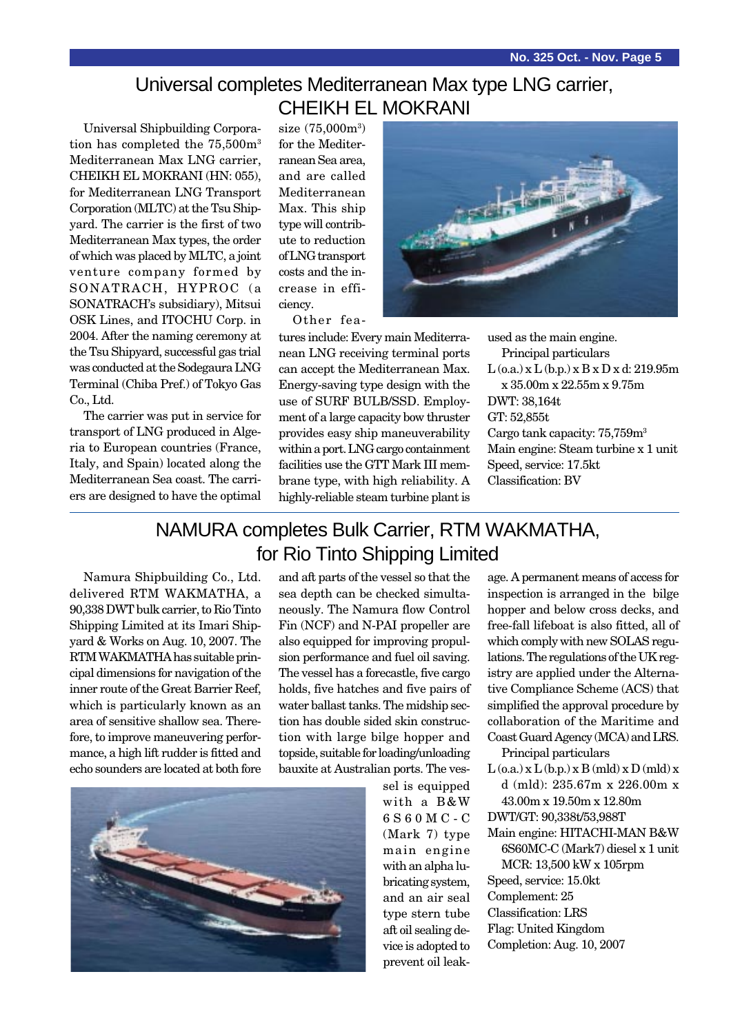## Universal completes Mediterranean Max type LNG carrier, CHEIKH EL MOKRANI

Universal Shipbuilding Corporation has completed the 75,500m³ Mediterranean Max LNG carrier, CHEIKH EL MOKRANI (HN: 055), for Mediterranean LNG Transport Corporation (MLTC) at the Tsu Shipyard. The carrier is the first of two Mediterranean Max types, the order of which was placed by MLTC, a joint venture company formed by SONATRACH, HYPROC (a SONATRACH's subsidiary), Mitsui OSK Lines, and ITOCHU Corp. in 2004. After the naming ceremony at the Tsu Shipyard, successful gas trial was conducted at the Sodegaura LNG Terminal (Chiba Pref.) of Tokyo Gas Co., Ltd.

The carrier was put in service for transport of LNG produced in Algeria to European countries (France, Italy, and Spain) located along the Mediterranean Sea coast. The carriers are designed to have the optimal size (75,000m³) for the Mediterranean Sea area, and are called Mediterranean Max. This ship type will contribute to reduction of LNG transport costs and the increase in efficiency.

Other features include: Every main Mediterranean LNG receiving terminal ports can accept the Mediterranean Max. Energy-saving type design with the use of SURF BULB/SSD. Employment of a large capacity bow thruster provides easy ship maneuverability within a port. LNG cargo containment facilities use the GTT Mark III membrane type, with high reliability. A highly-reliable steam turbine plant is used as the main engine.

Principal particulars

L (o.a.) x L (b.p.) x B x D x d: 219.95m x 35.00m x 22.55m x 9.75m
DWT: 38,164t
GT: 52,855t
Cargo tank capacity: 75,759m³
Main engine: Steam turbine x 1 unit
Speed, service: 17.5kt
Classification: BV

## NAMURA completes Bulk Carrier, RTM WAKMATHA, for Rio Tinto Shipping Limited

Namura Shipbuilding Co., Ltd. delivered RTM WAKMATHA, a 90,338 DWT bulk carrier, to Rio Tinto Shipping Limited at its Imari Shipyard & Works on Aug. 10, 2007. The RTM WAKMATHA has suitable principal dimensions for navigation of the inner route of the Great Barrier Reef, which is particularly known as an area of sensitive shallow sea. Therefore, to improve maneuvering performance, a high lift rudder is fitted and echo sounders are located at both fore and aft parts of the vessel so that the sea depth can be checked simultaneously. The Namura flow Control Fin (NCF) and N-PAI propeller are also equipped for improving propulsion performance and fuel oil saving. The vessel has a forecastle, five cargo holds, five hatches and five pairs of water ballast tanks. The midship section has double sided skin construction with large bilge hopper and topside, suitable for loading/unloading bauxite at Australian ports. The vessel is equipped with a B&W 6S60MC-C (Mark 7) type main engine with an alpha lubricating system, and an air seal type stern tube aft oil sealing device is adopted to prevent oil leakage. A permanent means of access for inspection is arranged in the bilge hopper and below cross decks, and free-fall lifeboat is also fitted, all of which comply with new SOLAS regulations. The regulations of the UK registry are applied under the Alternative Compliance Scheme (ACS) that simplified the approval procedure by collaboration of the Maritime and Coast Guard Agency (MCA) and LRS.

Principal particulars

L (o.a.) x L (b.p.) x B (mld) x D (mld) x d (mld): 235.67m x 226.00m x 43.00m x 19.50m x 12.80m
DWT/GT: 90,338t/53,988T
Main engine: HITACHI-MAN B&W 6S60MC-C (Mark7) diesel x 1 unit
MCR: 13,500 kW x 105rpm
Speed, service: 15.0kt
Complement: 25
Classification: LRS
Flag: United Kingdom
Completion: Aug. 10, 2007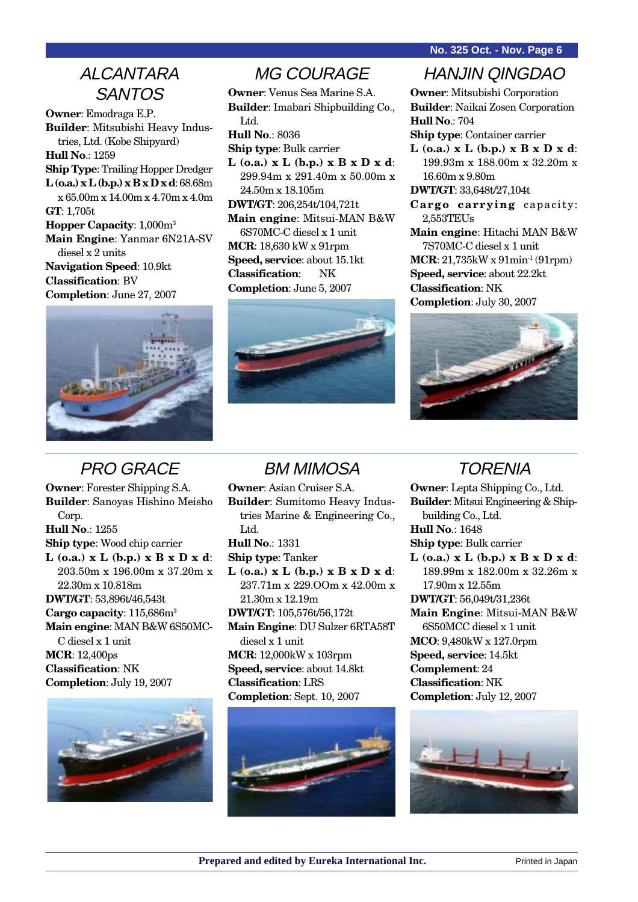## ALCANTARA SANTOS

**Owner**: Emodraga E.P.
**Builder**: Mitsubishi Heavy Industries, Ltd. (Kobe Shipyard)
**Hull No.**: 1259
**Ship Type**: Trailing Hopper Dredger
**L (o.a.) x L (b.p.) x B x D x d**: 68.68m x 65.00m x 14.00m x 4.70m x 4.0m
**GT**: 1,705t
**Hopper Capacity**: 1,000m$^3$
**Main Engine**: Yanmar 6N21A-SV diesel x 2 units
**Navigation Speed**: 10.9kt
**Classification**: BV
**Completion**: June 27, 2007

## MG COURAGE

**Owner**: Venus Sea Marine S.A.
**Builder**: Imabari Shipbuilding Co., Ltd.
**Hull No.**: 8036
**Ship type**: Bulk carrier
**L (o.a.) x L (b.p.) x B x D x d**: 299.94m x 291.40m x 50.00m x 24.50m x 18.105m
**DWT/GT**: 206,254t/104,721t
**Main engine**: Mitsui-MAN B&W 6S70MC-C diesel x 1 unit
**MCR**: 18,630 kW x 91rpm
**Speed, service**: about 15.1kt
**Classification**: NK
**Completion**: June 5, 2007

## HANJIN QINGDAO

**Owner**: Mitsubishi Corporation
**Builder**: Naikai Zosen Corporation
**Hull No.**: 704
**Ship type**: Container carrier
**L (o.a.) x L (b.p.) x B x D x d**: 199.93m x 188.00m x 32.20m x 16.60m x 9.80m
**DWT/GT**: 33,648t/27,104t
**Cargo carrying capacity**: 2,553TEUs
**Main engine**: Hitachi MAN B&W 7S70MC-C diesel x 1 unit
**MCR**: 21,735kW x 91min$^{-1}$ (91rpm)
**Speed, service**: about 22.2kt
**Classification**: NK
**Completion**: July 30, 2007

## PRO GRACE

**Owner**: Forester Shipping S.A.
**Builder**: Sanoyas Hishino Meisho Corp.
**Hull No.**: 1255
**Ship type**: Wood chip carrier
**L (o.a.) x L (b.p.) x B x D x d**: 203.50m x 196.00m x 37.20m x 22.30m x 10.818m
**DWT/GT**: 53,896t/46,543t
**Cargo capacity**: 115,686m$^3$
**Main engine**: MAN B&W 6S50MC-C diesel x 1 unit
**MCR**: 12,400ps
**Classification**: NK
**Completion**: July 19, 2007

## BM MIMOSA

**Owner**: Asian Cruiser S.A.
**Builder**: Sumitomo Heavy Industries Marine & Engineering Co., Ltd.
**Hull No.**: 1331
**Ship type**: Tanker
**L (o.a.) x L (b.p.) x B x D x d**: 237.71m x 229.OOm x 42.00m x 21.30m x 12.19m
**DWT/GT**: 105,576t/56,172t
**Main Engine**: DU Sulzer 6RTA58T diesel x 1 unit
**MCR**: 12,000kW x 103rpm
**Speed, service**: about 14.8kt
**Classification**: LRS
**Completion**: Sept. 10, 2007

## TORENIA

**Owner**: Lepta Shipping Co., Ltd.
**Builder**: Mitsui Engineering & Shipbuilding Co., Ltd.
**Hull No.**: 1648
**Ship type**: Bulk carrier
**L (o.a.) x L (b.p.) x B x D x d**: 189.99m x 182.00m x 32.26m x 17.90m x 12.55m
**DWT/GT**: 56,049t/31,236t
**Main Engine**: Mitsui-MAN B&W 6S50MCC diesel x 1 unit
**MCO**: 9,480kW x 127.0rpm
**Speed, service**: 14.5kt
**Complement**: 24
**Classification**: NK
**Completion**: July 12, 2007

**Prepared and edited by Eureka International Inc.**

Printed in Japan